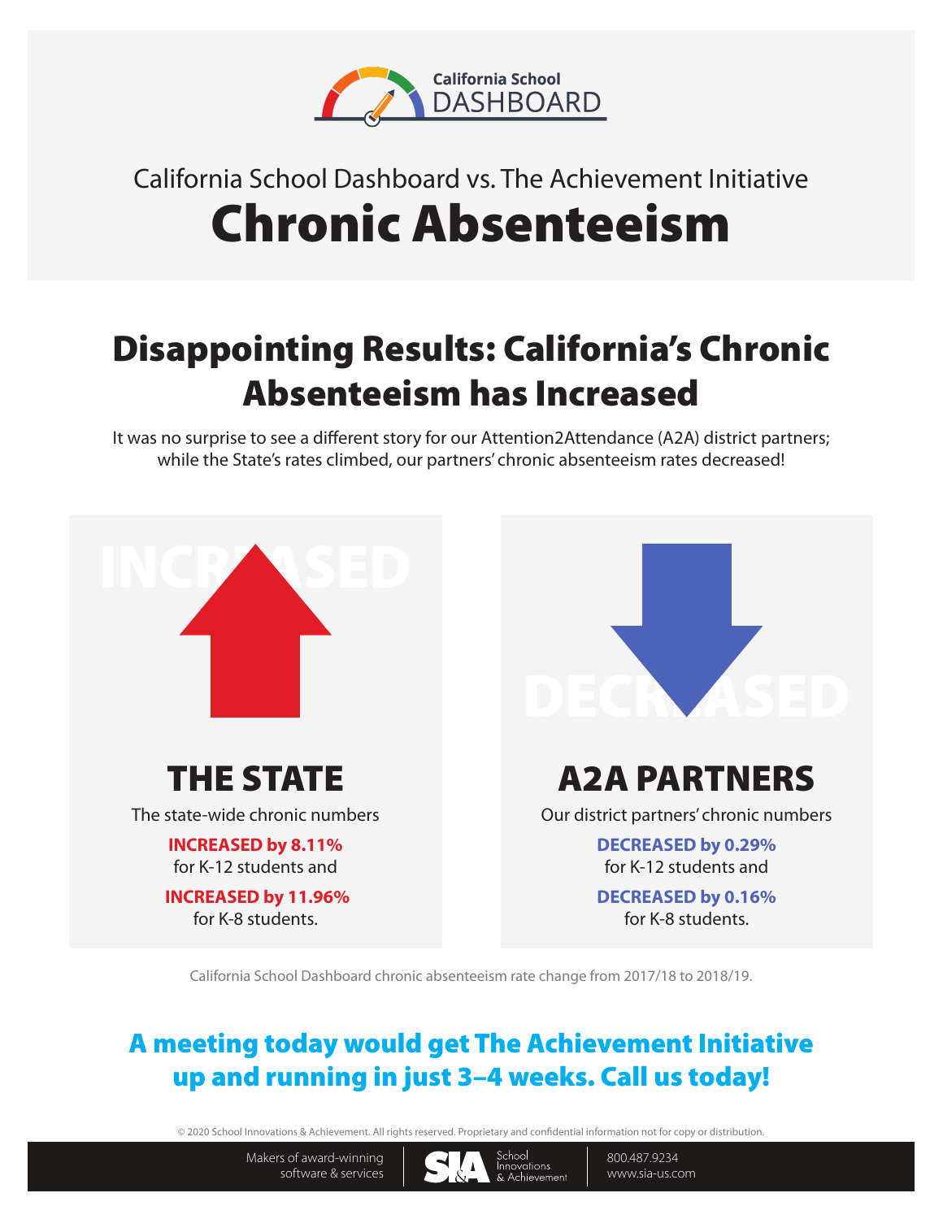California School DASHBOARD

California School Dashboard vs. The Achievement Initiative

# Chronic Absenteeism

## Disappointing Results: California's Chronic Absenteeism has Increased

It was no surprise to see a different story for our Attention2Attendance (A2A) district partners; while the State's rates climbed, our partners' chronic absenteeism rates decreased!

INCREASED

### THE STATE

The state-wide chronic numbers

**INCREASED by 8.11%**
for K-12 students and

**INCREASED by 11.96%**
for K-8 students.

DECREASED

### A2A PARTNERS

Our district partners' chronic numbers

**DECREASED by 0.29%**
for K-12 students and

**DECREASED by 0.16%**
for K-8 students.

California School Dashboard chronic absenteeism rate change from 2017/18 to 2018/19.

## A meeting today would get The Achievement Initiative up and running in just 3–4 weeks. Call us today!

© 2020 School Innovations & Achievement. All rights reserved. Proprietary and confidential information not for copy or distribution.

Makers of award-winning software & services | SIA School Innovations & Achievement | 800.487.9234 www.sia-us.com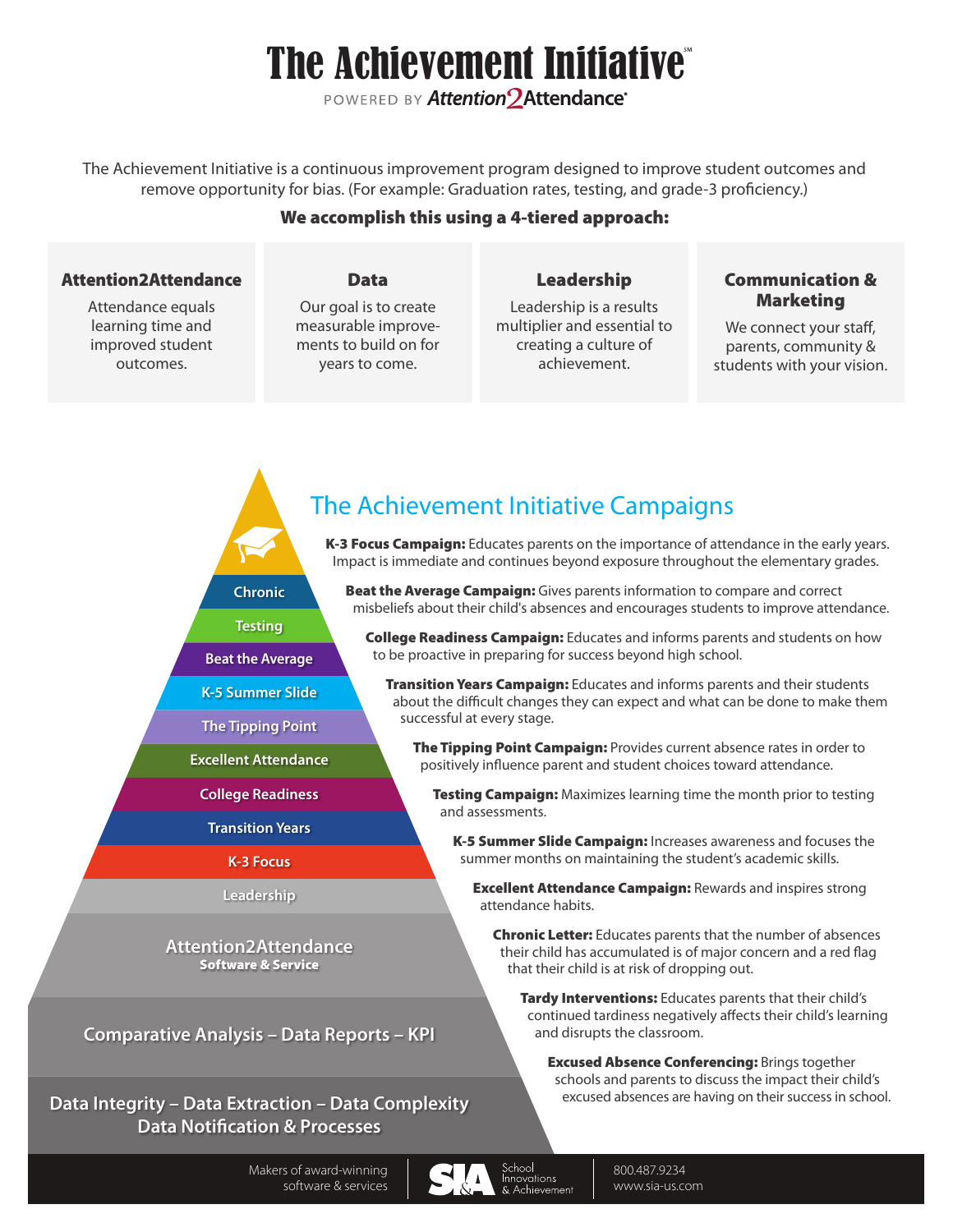# The Achievement Initiative℠

POWERED BY *Attention2Attendance*®

The Achievement Initiative is a continuous improvement program designed to improve student outcomes and remove opportunity for bias. (For example: Graduation rates, testing, and grade-3 proficiency.)

**We accomplish this using a 4-tiered approach:**

### Attention2Attendance

Attendance equals learning time and improved student outcomes.

### Data

Our goal is to create measurable improvements to build on for years to come.

### Leadership

Leadership is a results multiplier and essential to creating a culture of achievement.

### Communication & Marketing

We connect your staff, parents, community & students with your vision.

Chronic

Testing

Beat the Average

K-5 Summer Slide

The Tipping Point

Excellent Attendance

College Readiness

Transition Years

K-3 Focus

Leadership

Attention2Attendance
Software & Service

Comparative Analysis – Data Reports – KPI

Data Integrity – Data Extraction – Data Complexity
Data Notification & Processes

## The Achievement Initiative Campaigns

**K-3 Focus Campaign:** Educates parents on the importance of attendance in the early years. Impact is immediate and continues beyond exposure throughout the elementary grades.

**Beat the Average Campaign:** Gives parents information to compare and correct misbeliefs about their child's absences and encourages students to improve attendance.

**College Readiness Campaign:** Educates and informs parents and students on how to be proactive in preparing for success beyond high school.

**Transition Years Campaign:** Educates and informs parents and their students about the difficult changes they can expect and what can be done to make them successful at every stage.

**The Tipping Point Campaign:** Provides current absence rates in order to positively influence parent and student choices toward attendance.

**Testing Campaign:** Maximizes learning time the month prior to testing and assessments.

**K-5 Summer Slide Campaign:** Increases awareness and focuses the summer months on maintaining the student's academic skills.

**Excellent Attendance Campaign:** Rewards and inspires strong attendance habits.

**Chronic Letter:** Educates parents that the number of absences their child has accumulated is of major concern and a red flag that their child is at risk of dropping out.

**Tardy Interventions:** Educates parents that their child's continued tardiness negatively affects their child's learning and disrupts the classroom.

**Excused Absence Conferencing:** Brings together schools and parents to discuss the impact their child's excused absences are having on their success in school.

Makers of award-winning software & services | SIA School Innovations & Achievement | 800.487.9234 www.sia-us.com